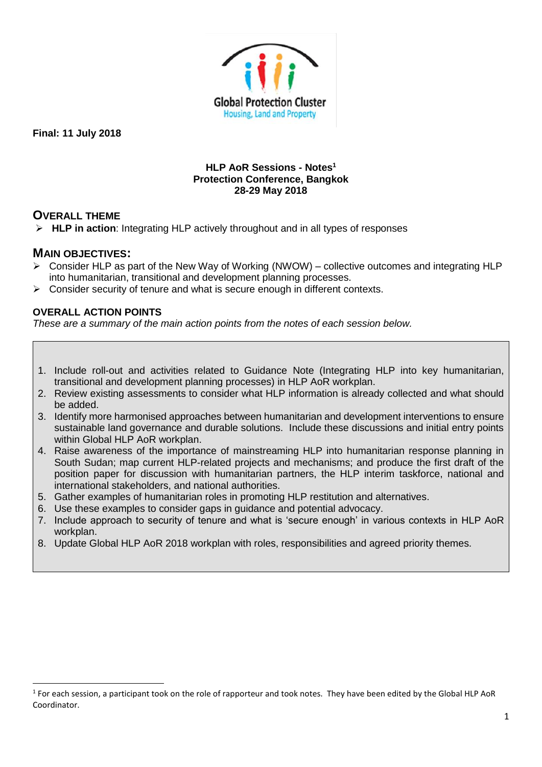Global Protection Cluster
Housing, Land and Property

**Final: 11 July 2018**

**HLP AoR Sessions - Notes[1]**
**Protection Conference, Bangkok**
**28-29 May 2018**

## OVERALL THEME

- **HLP in action**: Integrating HLP actively throughout and in all types of responses

## MAIN OBJECTIVES:

- Consider HLP as part of the New Way of Working (NWOW) – collective outcomes and integrating HLP into humanitarian, transitional and development planning processes.
- Consider security of tenure and what is secure enough in different contexts.

### OVERALL ACTION POINTS

*These are a summary of the main action points from the notes of each session below.*

1. Include roll-out and activities related to Guidance Note (Integrating HLP into key humanitarian, transitional and development planning processes) in HLP AoR workplan.
2. Review existing assessments to consider what HLP information is already collected and what should be added.
3. Identify more harmonised approaches between humanitarian and development interventions to ensure sustainable land governance and durable solutions. Include these discussions and initial entry points within Global HLP AoR workplan.
4. Raise awareness of the importance of mainstreaming HLP into humanitarian response planning in South Sudan; map current HLP-related projects and mechanisms; and produce the first draft of the position paper for discussion with humanitarian partners, the HLP interim taskforce, national and international stakeholders, and national authorities.
5. Gather examples of humanitarian roles in promoting HLP restitution and alternatives.
6. Use these examples to consider gaps in guidance and potential advocacy.
7. Include approach to security of tenure and what is 'secure enough' in various contexts in HLP AoR workplan.
8. Update Global HLP AoR 2018 workplan with roles, responsibilities and agreed priority themes.

---

[1] For each session, a participant took on the role of rapporteur and took notes. They have been edited by the Global HLP AoR Coordinator.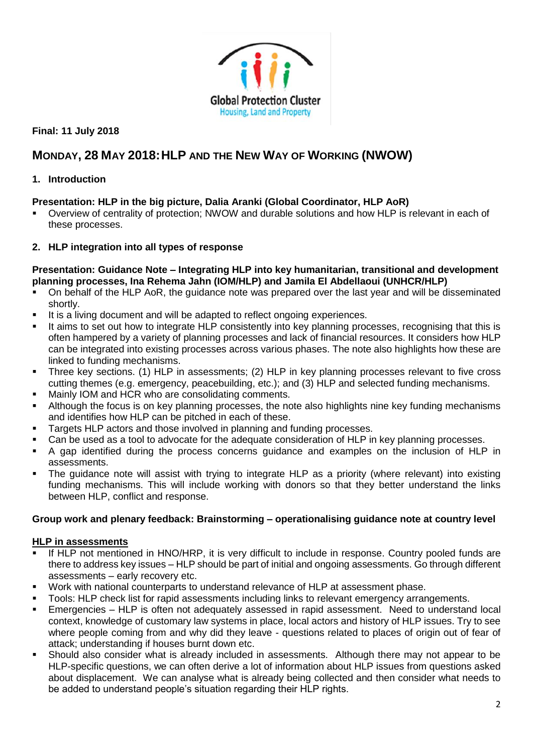**Final: 11 July 2018**

# MONDAY, 28 MAY 2018: HLP AND THE NEW WAY OF WORKING (NWOW)

## 1. Introduction

**Presentation: HLP in the big picture, Dalia Aranki (Global Coordinator, HLP AoR)**

- Overview of centrality of protection; NWOW and durable solutions and how HLP is relevant in each of these processes.

## 2. HLP integration into all types of response

**Presentation: Guidance Note – Integrating HLP into key humanitarian, transitional and development planning processes, Ina Rehema Jahn (IOM/HLP) and Jamila El Abdellaoui (UNHCR/HLP)**

- On behalf of the HLP AoR, the guidance note was prepared over the last year and will be disseminated shortly.
- It is a living document and will be adapted to reflect ongoing experiences.
- It aims to set out how to integrate HLP consistently into key planning processes, recognising that this is often hampered by a variety of planning processes and lack of financial resources. It considers how HLP can be integrated into existing processes across various phases. The note also highlights how these are linked to funding mechanisms.
- Three key sections. (1) HLP in assessments; (2) HLP in key planning processes relevant to five cross cutting themes (e.g. emergency, peacebuilding, etc.); and (3) HLP and selected funding mechanisms.
- Mainly IOM and HCR who are consolidating comments.
- Although the focus is on key planning processes, the note also highlights nine key funding mechanisms and identifies how HLP can be pitched in each of these.
- Targets HLP actors and those involved in planning and funding processes.
- Can be used as a tool to advocate for the adequate consideration of HLP in key planning processes.
- A gap identified during the process concerns guidance and examples on the inclusion of HLP in assessments.
- The guidance note will assist with trying to integrate HLP as a priority (where relevant) into existing funding mechanisms. This will include working with donors so that they better understand the links between HLP, conflict and response.

**Group work and plenary feedback: Brainstorming – operationalising guidance note at country level**

**HLP in assessments**

- If HLP not mentioned in HNO/HRP, it is very difficult to include in response. Country pooled funds are there to address key issues – HLP should be part of initial and ongoing assessments. Go through different assessments – early recovery etc.
- Work with national counterparts to understand relevance of HLP at assessment phase.
- Tools: HLP check list for rapid assessments including links to relevant emergency arrangements.
- Emergencies – HLP is often not adequately assessed in rapid assessment. Need to understand local context, knowledge of customary law systems in place, local actors and history of HLP issues. Try to see where people coming from and why did they leave - questions related to places of origin out of fear of attack; understanding if houses burnt down etc.
- Should also consider what is already included in assessments. Although there may not appear to be HLP-specific questions, we can often derive a lot of information about HLP issues from questions asked about displacement. We can analyse what is already being collected and then consider what needs to be added to understand people's situation regarding their HLP rights.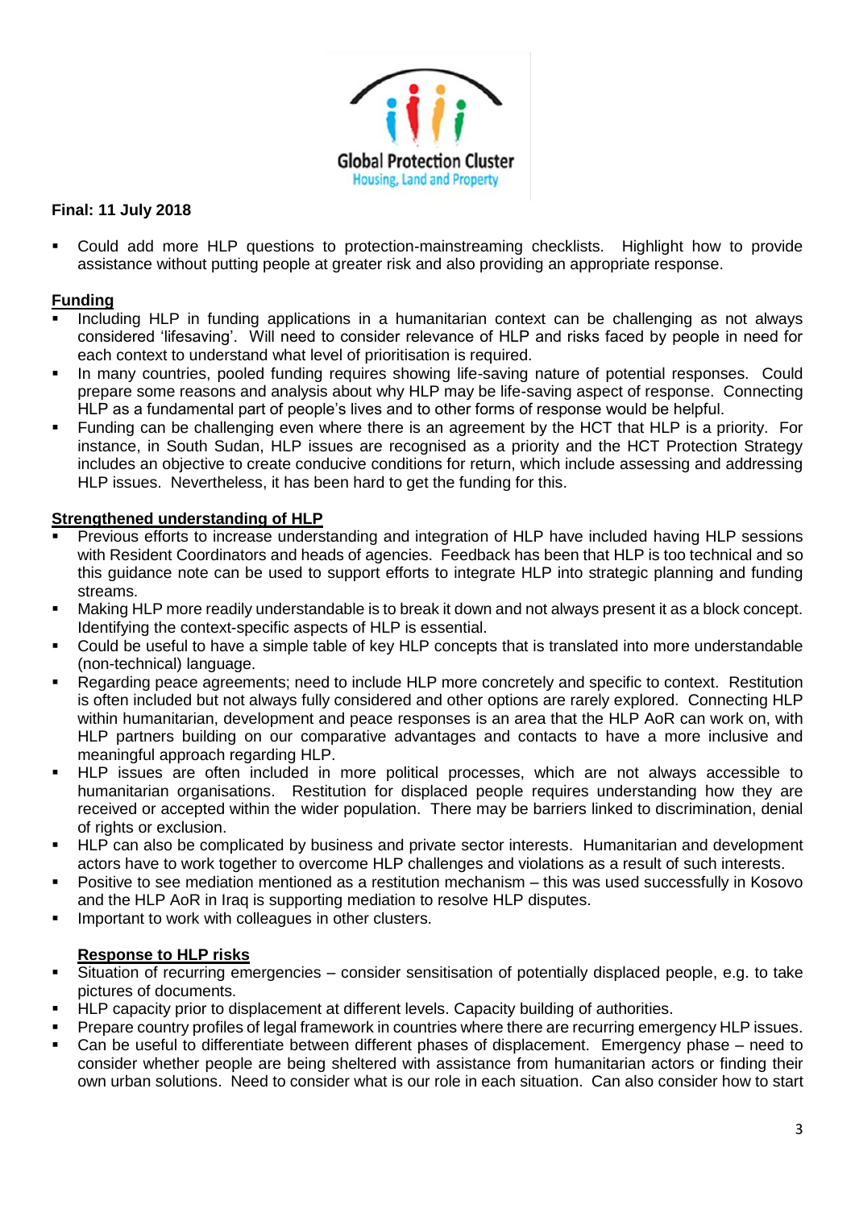**Final: 11 July 2018**

- Could add more HLP questions to protection-mainstreaming checklists. Highlight how to provide assistance without putting people at greater risk and also providing an appropriate response.

**Funding**

- Including HLP in funding applications in a humanitarian context can be challenging as not always considered 'lifesaving'. Will need to consider relevance of HLP and risks faced by people in need for each context to understand what level of prioritisation is required.
- In many countries, pooled funding requires showing life-saving nature of potential responses. Could prepare some reasons and analysis about why HLP may be life-saving aspect of response. Connecting HLP as a fundamental part of people's lives and to other forms of response would be helpful.
- Funding can be challenging even where there is an agreement by the HCT that HLP is a priority. For instance, in South Sudan, HLP issues are recognised as a priority and the HCT Protection Strategy includes an objective to create conducive conditions for return, which include assessing and addressing HLP issues. Nevertheless, it has been hard to get the funding for this.

**Strengthened understanding of HLP**

- Previous efforts to increase understanding and integration of HLP have included having HLP sessions with Resident Coordinators and heads of agencies. Feedback has been that HLP is too technical and so this guidance note can be used to support efforts to integrate HLP into strategic planning and funding streams.
- Making HLP more readily understandable is to break it down and not always present it as a block concept. Identifying the context-specific aspects of HLP is essential.
- Could be useful to have a simple table of key HLP concepts that is translated into more understandable (non-technical) language.
- Regarding peace agreements; need to include HLP more concretely and specific to context. Restitution is often included but not always fully considered and other options are rarely explored. Connecting HLP within humanitarian, development and peace responses is an area that the HLP AoR can work on, with HLP partners building on our comparative advantages and contacts to have a more inclusive and meaningful approach regarding HLP.
- HLP issues are often included in more political processes, which are not always accessible to humanitarian organisations. Restitution for displaced people requires understanding how they are received or accepted within the wider population. There may be barriers linked to discrimination, denial of rights or exclusion.
- HLP can also be complicated by business and private sector interests. Humanitarian and development actors have to work together to overcome HLP challenges and violations as a result of such interests.
- Positive to see mediation mentioned as a restitution mechanism – this was used successfully in Kosovo and the HLP AoR in Iraq is supporting mediation to resolve HLP disputes.
- Important to work with colleagues in other clusters.

**Response to HLP risks**

- Situation of recurring emergencies – consider sensitisation of potentially displaced people, e.g. to take pictures of documents.
- HLP capacity prior to displacement at different levels. Capacity building of authorities.
- Prepare country profiles of legal framework in countries where there are recurring emergency HLP issues.
- Can be useful to differentiate between different phases of displacement. Emergency phase – need to consider whether people are being sheltered with assistance from humanitarian actors or finding their own urban solutions. Need to consider what is our role in each situation. Can also consider how to start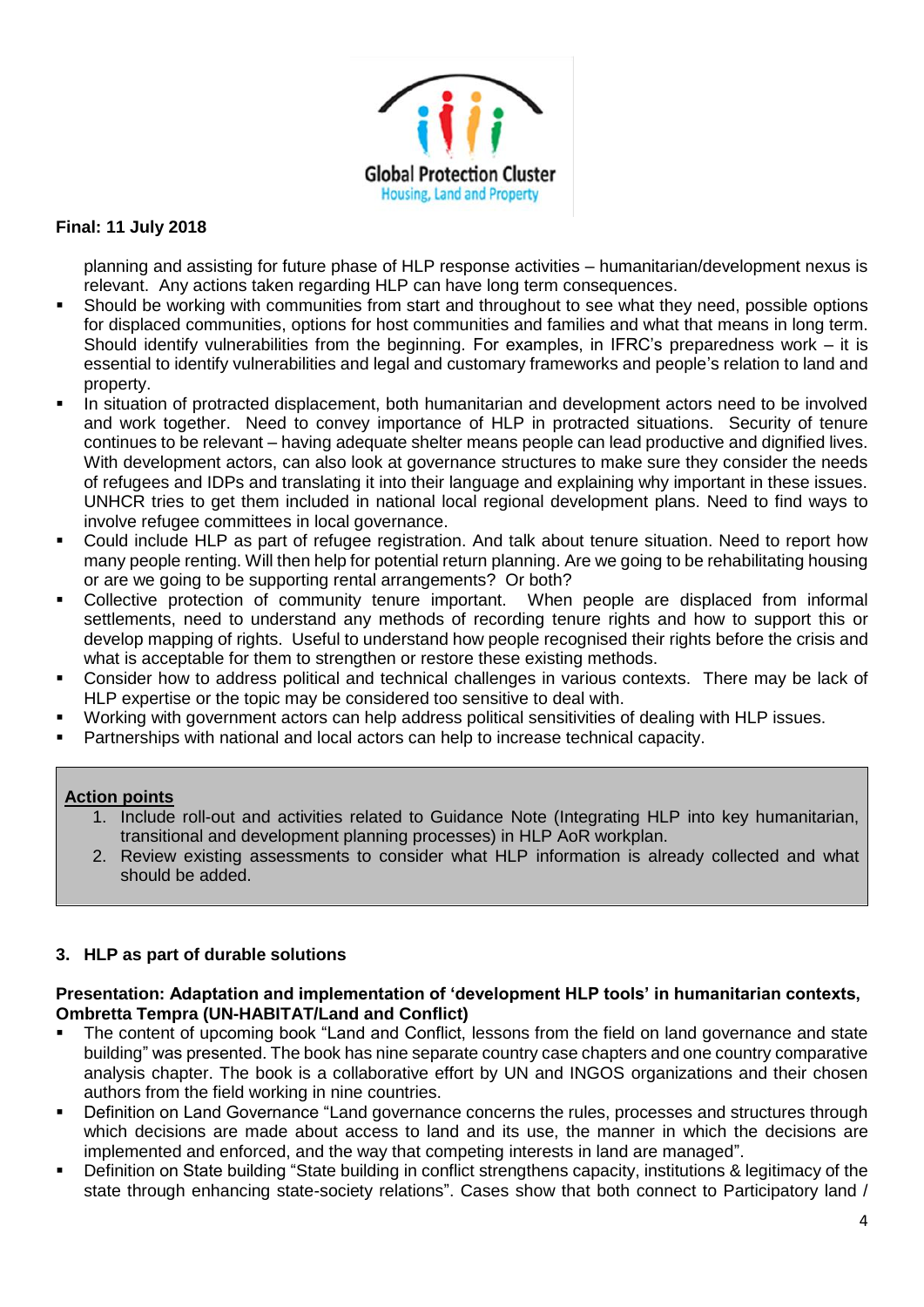**Final: 11 July 2018**

planning and assisting for future phase of HLP response activities – humanitarian/development nexus is relevant. Any actions taken regarding HLP can have long term consequences.

- Should be working with communities from start and throughout to see what they need, possible options for displaced communities, options for host communities and families and what that means in long term. Should identify vulnerabilities from the beginning. For examples, in IFRC's preparedness work – it is essential to identify vulnerabilities and legal and customary frameworks and people's relation to land and property.
- In situation of protracted displacement, both humanitarian and development actors need to be involved and work together. Need to convey importance of HLP in protracted situations. Security of tenure continues to be relevant – having adequate shelter means people can lead productive and dignified lives. With development actors, can also look at governance structures to make sure they consider the needs of refugees and IDPs and translating it into their language and explaining why important in these issues. UNHCR tries to get them included in national local regional development plans. Need to find ways to involve refugee committees in local governance.
- Could include HLP as part of refugee registration. And talk about tenure situation. Need to report how many people renting. Will then help for potential return planning. Are we going to be rehabilitating housing or are we going to be supporting rental arrangements? Or both?
- Collective protection of community tenure important. When people are displaced from informal settlements, need to understand any methods of recording tenure rights and how to support this or develop mapping of rights. Useful to understand how people recognised their rights before the crisis and what is acceptable for them to strengthen or restore these existing methods.
- Consider how to address political and technical challenges in various contexts. There may be lack of HLP expertise or the topic may be considered too sensitive to deal with.
- Working with government actors can help address political sensitivities of dealing with HLP issues.
- Partnerships with national and local actors can help to increase technical capacity.

**Action points**

1. Include roll-out and activities related to Guidance Note (Integrating HLP into key humanitarian, transitional and development planning processes) in HLP AoR workplan.
2. Review existing assessments to consider what HLP information is already collected and what should be added.

### 3. HLP as part of durable solutions

**Presentation: Adaptation and implementation of 'development HLP tools' in humanitarian contexts, Ombretta Tempra (UN-HABITAT/Land and Conflict)**

- The content of upcoming book "Land and Conflict, lessons from the field on land governance and state building" was presented. The book has nine separate country case chapters and one country comparative analysis chapter. The book is a collaborative effort by UN and INGOS organizations and their chosen authors from the field working in nine countries.
- Definition on Land Governance "Land governance concerns the rules, processes and structures through which decisions are made about access to land and its use, the manner in which the decisions are implemented and enforced, and the way that competing interests in land are managed".
- Definition on State building "State building in conflict strengthens capacity, institutions & legitimacy of the state through enhancing state-society relations". Cases show that both connect to Participatory land /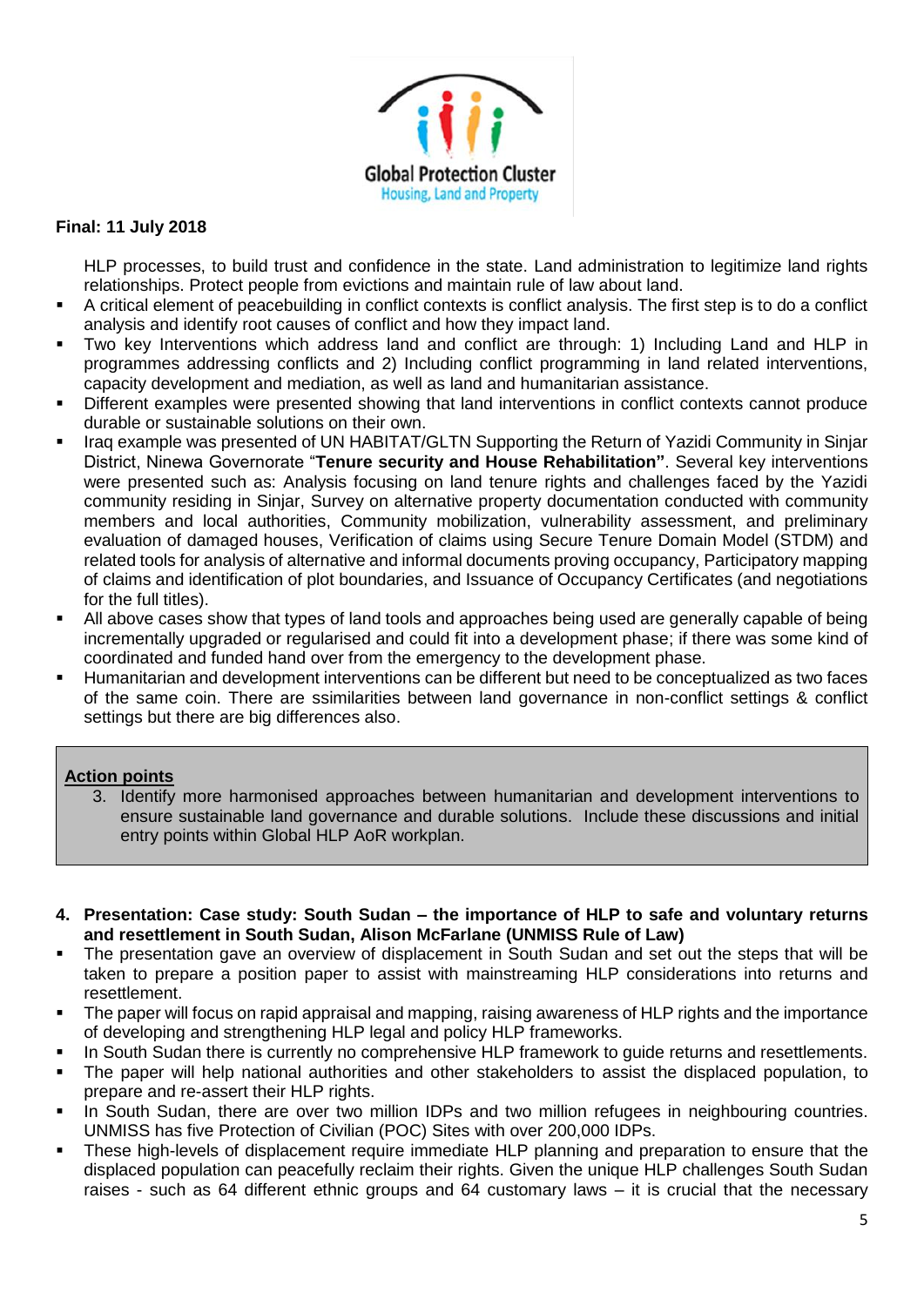**Final: 11 July 2018**

HLP processes, to build trust and confidence in the state. Land administration to legitimize land rights relationships. Protect people from evictions and maintain rule of law about land.

- A critical element of peacebuilding in conflict contexts is conflict analysis. The first step is to do a conflict analysis and identify root causes of conflict and how they impact land.
- Two key Interventions which address land and conflict are through: 1) Including Land and HLP in programmes addressing conflicts and 2) Including conflict programming in land related interventions, capacity development and mediation, as well as land and humanitarian assistance.
- Different examples were presented showing that land interventions in conflict contexts cannot produce durable or sustainable solutions on their own.
- Iraq example was presented of UN HABITAT/GLTN Supporting the Return of Yazidi Community in Sinjar District, Ninewa Governorate "**Tenure security and House Rehabilitation"**. Several key interventions were presented such as: Analysis focusing on land tenure rights and challenges faced by the Yazidi community residing in Sinjar, Survey on alternative property documentation conducted with community members and local authorities, Community mobilization, vulnerability assessment, and preliminary evaluation of damaged houses, Verification of claims using Secure Tenure Domain Model (STDM) and related tools for analysis of alternative and informal documents proving occupancy, Participatory mapping of claims and identification of plot boundaries, and Issuance of Occupancy Certificates (and negotiations for the full titles).
- All above cases show that types of land tools and approaches being used are generally capable of being incrementally upgraded or regularised and could fit into a development phase; if there was some kind of coordinated and funded hand over from the emergency to the development phase.
- Humanitarian and development interventions can be different but need to be conceptualized as two faces of the same coin. There are ssimilarities between land governance in non-conflict settings & conflict settings but there are big differences also.

> **Action points**
>
> 3. Identify more harmonised approaches between humanitarian and development interventions to ensure sustainable land governance and durable solutions. Include these discussions and initial entry points within Global HLP AoR workplan.

4. **Presentation: Case study: South Sudan – the importance of HLP to safe and voluntary returns and resettlement in South Sudan, Alison McFarlane (UNMISS Rule of Law)**

- The presentation gave an overview of displacement in South Sudan and set out the steps that will be taken to prepare a position paper to assist with mainstreaming HLP considerations into returns and resettlement.
- The paper will focus on rapid appraisal and mapping, raising awareness of HLP rights and the importance of developing and strengthening HLP legal and policy HLP frameworks.
- In South Sudan there is currently no comprehensive HLP framework to guide returns and resettlements.
- The paper will help national authorities and other stakeholders to assist the displaced population, to prepare and re-assert their HLP rights.
- In South Sudan, there are over two million IDPs and two million refugees in neighbouring countries. UNMISS has five Protection of Civilian (POC) Sites with over 200,000 IDPs.
- These high-levels of displacement require immediate HLP planning and preparation to ensure that the displaced population can peacefully reclaim their rights. Given the unique HLP challenges South Sudan raises - such as 64 different ethnic groups and 64 customary laws – it is crucial that the necessary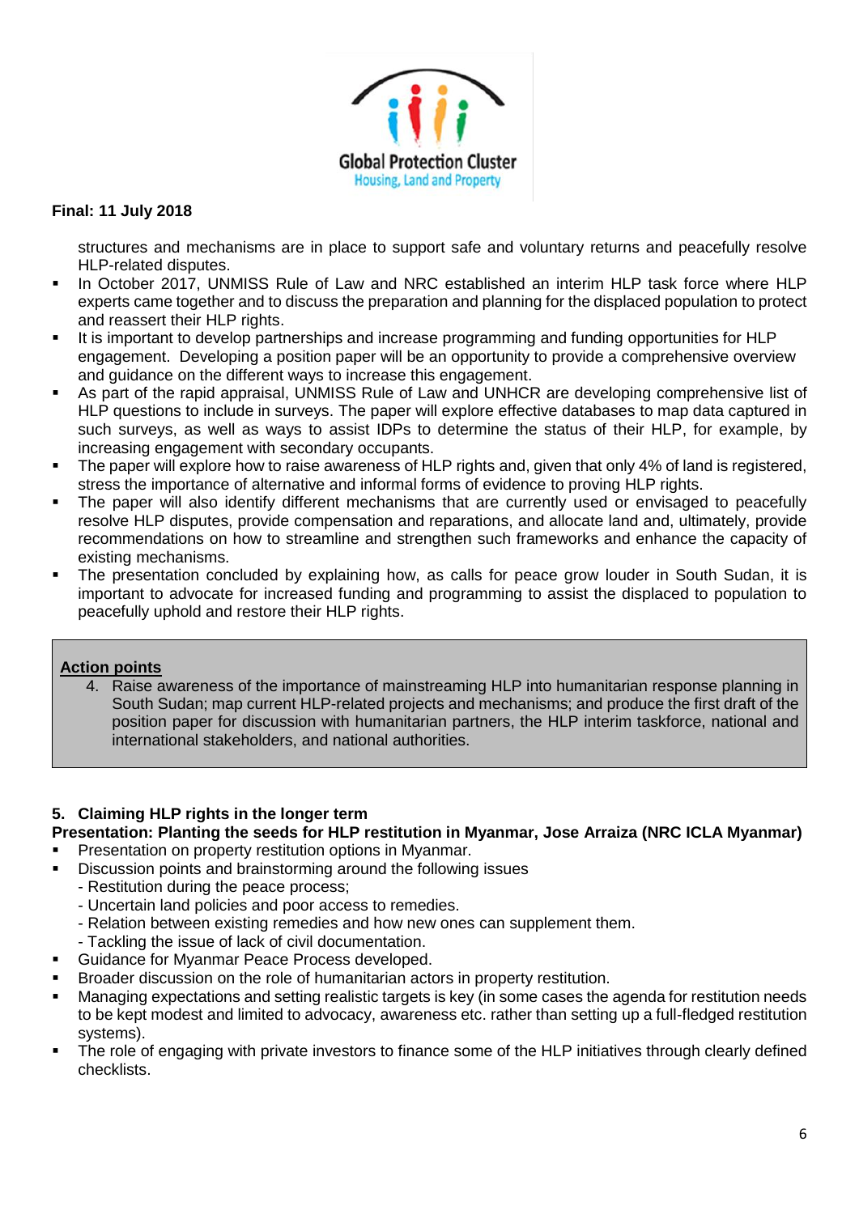**Final: 11 July 2018**

structures and mechanisms are in place to support safe and voluntary returns and peacefully resolve HLP-related disputes.

- In October 2017, UNMISS Rule of Law and NRC established an interim HLP task force where HLP experts came together and to discuss the preparation and planning for the displaced population to protect and reassert their HLP rights.
- It is important to develop partnerships and increase programming and funding opportunities for HLP engagement. Developing a position paper will be an opportunity to provide a comprehensive overview and guidance on the different ways to increase this engagement.
- As part of the rapid appraisal, UNMISS Rule of Law and UNHCR are developing comprehensive list of HLP questions to include in surveys. The paper will explore effective databases to map data captured in such surveys, as well as ways to assist IDPs to determine the status of their HLP, for example, by increasing engagement with secondary occupants.
- The paper will explore how to raise awareness of HLP rights and, given that only 4% of land is registered, stress the importance of alternative and informal forms of evidence to proving HLP rights.
- The paper will also identify different mechanisms that are currently used or envisaged to peacefully resolve HLP disputes, provide compensation and reparations, and allocate land and, ultimately, provide recommendations on how to streamline and strengthen such frameworks and enhance the capacity of existing mechanisms.
- The presentation concluded by explaining how, as calls for peace grow louder in South Sudan, it is important to advocate for increased funding and programming to assist the displaced to population to peacefully uphold and restore their HLP rights.

**Action points**

4. Raise awareness of the importance of mainstreaming HLP into humanitarian response planning in South Sudan; map current HLP-related projects and mechanisms; and produce the first draft of the position paper for discussion with humanitarian partners, the HLP interim taskforce, national and international stakeholders, and national authorities.

### 5. Claiming HLP rights in the longer term

**Presentation: Planting the seeds for HLP restitution in Myanmar, Jose Arraiza (NRC ICLA Myanmar)**

- Presentation on property restitution options in Myanmar.
- Discussion points and brainstorming around the following issues
  - Restitution during the peace process;
  - Uncertain land policies and poor access to remedies.
  - Relation between existing remedies and how new ones can supplement them.
  - Tackling the issue of lack of civil documentation.
- Guidance for Myanmar Peace Process developed.
- Broader discussion on the role of humanitarian actors in property restitution.
- Managing expectations and setting realistic targets is key (in some cases the agenda for restitution needs to be kept modest and limited to advocacy, awareness etc. rather than setting up a full-fledged restitution systems).
- The role of engaging with private investors to finance some of the HLP initiatives through clearly defined checklists.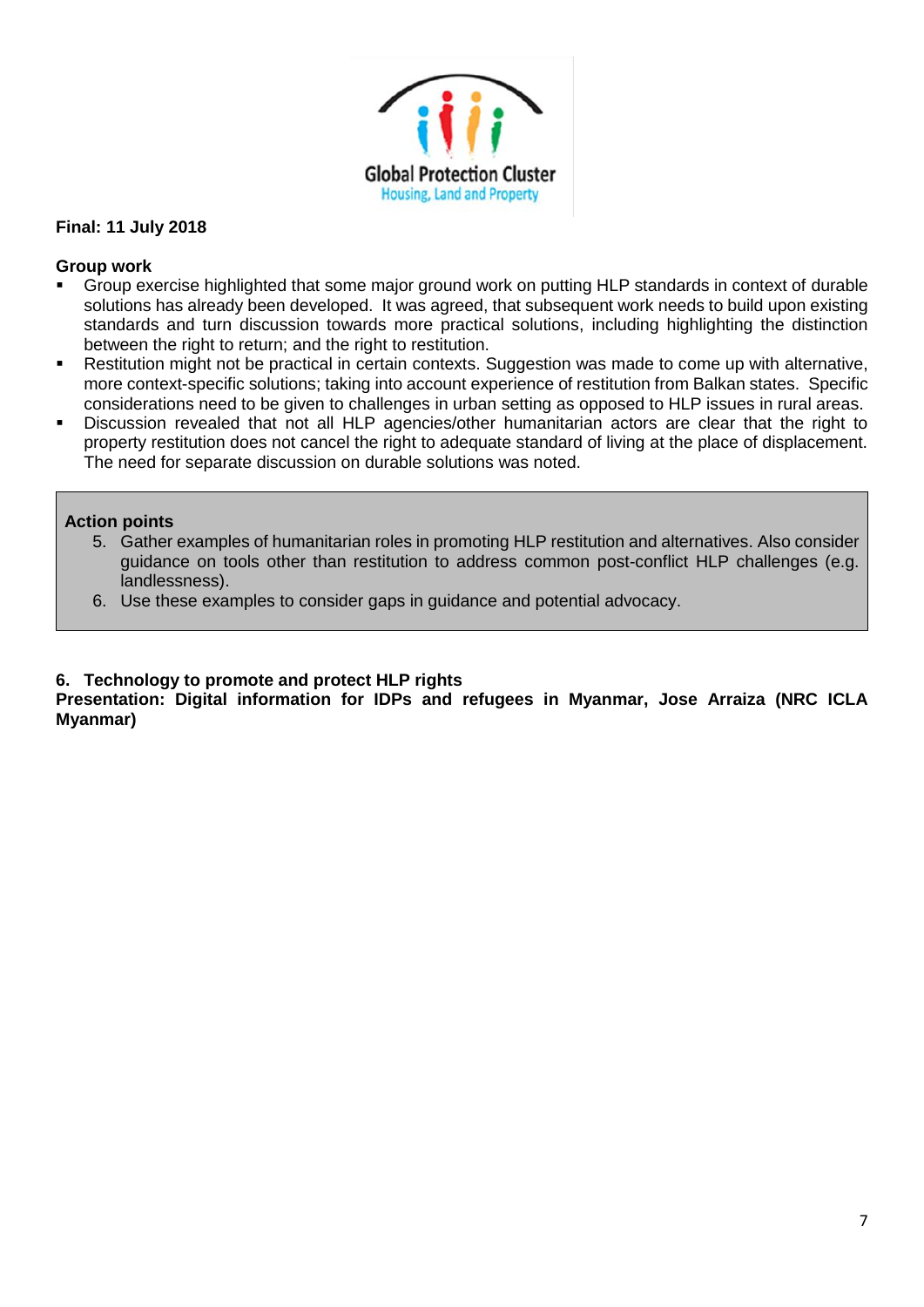**Final: 11 July 2018**

**Group work**

- Group exercise highlighted that some major ground work on putting HLP standards in context of durable solutions has already been developed. It was agreed, that subsequent work needs to build upon existing standards and turn discussion towards more practical solutions, including highlighting the distinction between the right to return; and the right to restitution.
- Restitution might not be practical in certain contexts. Suggestion was made to come up with alternative, more context-specific solutions; taking into account experience of restitution from Balkan states. Specific considerations need to be given to challenges in urban setting as opposed to HLP issues in rural areas.
- Discussion revealed that not all HLP agencies/other humanitarian actors are clear that the right to property restitution does not cancel the right to adequate standard of living at the place of displacement. The need for separate discussion on durable solutions was noted.

**Action points**

5. Gather examples of humanitarian roles in promoting HLP restitution and alternatives. Also consider guidance on tools other than restitution to address common post-conflict HLP challenges (e.g. landlessness).
6. Use these examples to consider gaps in guidance and potential advocacy.

## 6. Technology to promote and protect HLP rights

**Presentation: Digital information for IDPs and refugees in Myanmar, Jose Arraiza (NRC ICLA Myanmar)**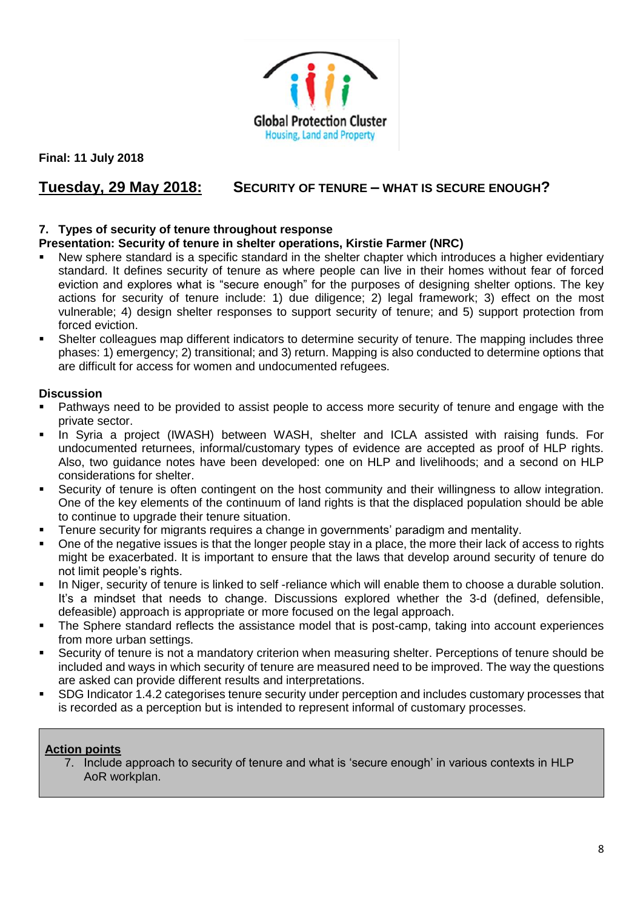**Final: 11 July 2018**

## Tuesday, 29 May 2018: SECURITY OF TENURE – WHAT IS SECURE ENOUGH?

### 7. Types of security of tenure throughout response

**Presentation: Security of tenure in shelter operations, Kirstie Farmer (NRC)**

- New sphere standard is a specific standard in the shelter chapter which introduces a higher evidentiary standard. It defines security of tenure as where people can live in their homes without fear of forced eviction and explores what is "secure enough" for the purposes of designing shelter options. The key actions for security of tenure include: 1) due diligence; 2) legal framework; 3) effect on the most vulnerable; 4) design shelter responses to support security of tenure; and 5) support protection from forced eviction.
- Shelter colleagues map different indicators to determine security of tenure. The mapping includes three phases: 1) emergency; 2) transitional; and 3) return. Mapping is also conducted to determine options that are difficult for access for women and undocumented refugees.

**Discussion**

- Pathways need to be provided to assist people to access more security of tenure and engage with the private sector.
- In Syria a project (IWASH) between WASH, shelter and ICLA assisted with raising funds. For undocumented returnees, informal/customary types of evidence are accepted as proof of HLP rights. Also, two guidance notes have been developed: one on HLP and livelihoods; and a second on HLP considerations for shelter.
- Security of tenure is often contingent on the host community and their willingness to allow integration. One of the key elements of the continuum of land rights is that the displaced population should be able to continue to upgrade their tenure situation.
- Tenure security for migrants requires a change in governments' paradigm and mentality.
- One of the negative issues is that the longer people stay in a place, the more their lack of access to rights might be exacerbated. It is important to ensure that the laws that develop around security of tenure do not limit people's rights.
- In Niger, security of tenure is linked to self -reliance which will enable them to choose a durable solution. It's a mindset that needs to change. Discussions explored whether the 3-d (defined, defensible, defeasible) approach is appropriate or more focused on the legal approach.
- The Sphere standard reflects the assistance model that is post-camp, taking into account experiences from more urban settings.
- Security of tenure is not a mandatory criterion when measuring shelter. Perceptions of tenure should be included and ways in which security of tenure are measured need to be improved. The way the questions are asked can provide different results and interpretations.
- SDG Indicator 1.4.2 categorises tenure security under perception and includes customary processes that is recorded as a perception but is intended to represent informal of customary processes.

**Action points**

7. Include approach to security of tenure and what is 'secure enough' in various contexts in HLP AoR workplan.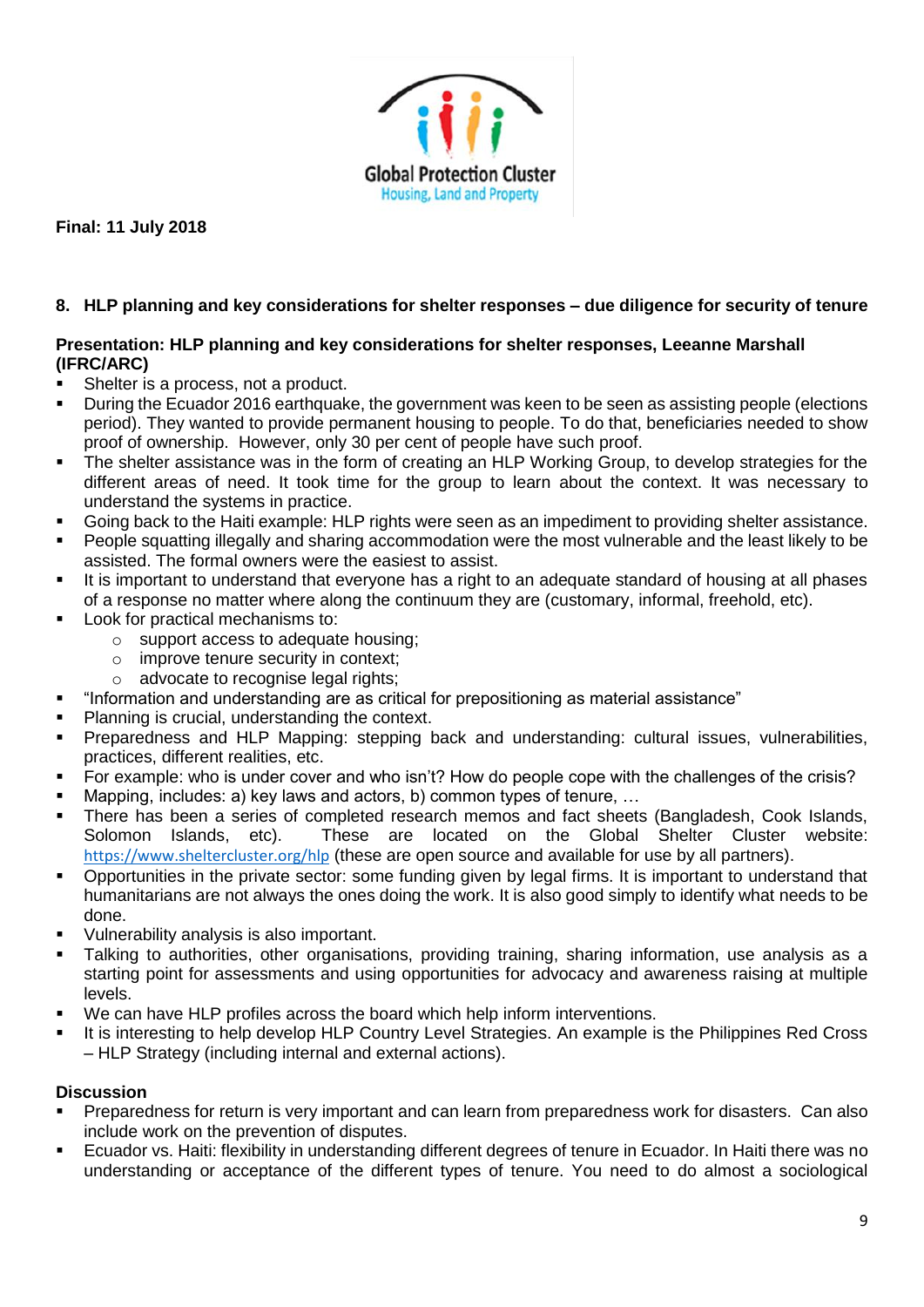**Final: 11 July 2018**

## 8. HLP planning and key considerations for shelter responses – due diligence for security of tenure

**Presentation: HLP planning and key considerations for shelter responses, Leeanne Marshall (IFRC/ARC)**

- Shelter is a process, not a product.
- During the Ecuador 2016 earthquake, the government was keen to be seen as assisting people (elections period). They wanted to provide permanent housing to people. To do that, beneficiaries needed to show proof of ownership. However, only 30 per cent of people have such proof.
- The shelter assistance was in the form of creating an HLP Working Group, to develop strategies for the different areas of need. It took time for the group to learn about the context. It was necessary to understand the systems in practice.
- Going back to the Haiti example: HLP rights were seen as an impediment to providing shelter assistance.
- People squatting illegally and sharing accommodation were the most vulnerable and the least likely to be assisted. The formal owners were the easiest to assist.
- It is important to understand that everyone has a right to an adequate standard of housing at all phases of a response no matter where along the continuum they are (customary, informal, freehold, etc).
- Look for practical mechanisms to:
  - support access to adequate housing;
  - improve tenure security in context;
  - advocate to recognise legal rights;
- "Information and understanding are as critical for prepositioning as material assistance"
- Planning is crucial, understanding the context.
- Preparedness and HLP Mapping: stepping back and understanding: cultural issues, vulnerabilities, practices, different realities, etc.
- For example: who is under cover and who isn't? How do people cope with the challenges of the crisis?
- Mapping, includes: a) key laws and actors, b) common types of tenure, …
- There has been a series of completed research memos and fact sheets (Bangladesh, Cook Islands, Solomon Islands, etc). These are located on the Global Shelter Cluster website: https://www.sheltercluster.org/hlp (these are open source and available for use by all partners).
- Opportunities in the private sector: some funding given by legal firms. It is important to understand that humanitarians are not always the ones doing the work. It is also good simply to identify what needs to be done.
- Vulnerability analysis is also important.
- Talking to authorities, other organisations, providing training, sharing information, use analysis as a starting point for assessments and using opportunities for advocacy and awareness raising at multiple levels.
- We can have HLP profiles across the board which help inform interventions.
- It is interesting to help develop HLP Country Level Strategies. An example is the Philippines Red Cross – HLP Strategy (including internal and external actions).

**Discussion**

- Preparedness for return is very important and can learn from preparedness work for disasters. Can also include work on the prevention of disputes.
- Ecuador vs. Haiti: flexibility in understanding different degrees of tenure in Ecuador. In Haiti there was no understanding or acceptance of the different types of tenure. You need to do almost a sociological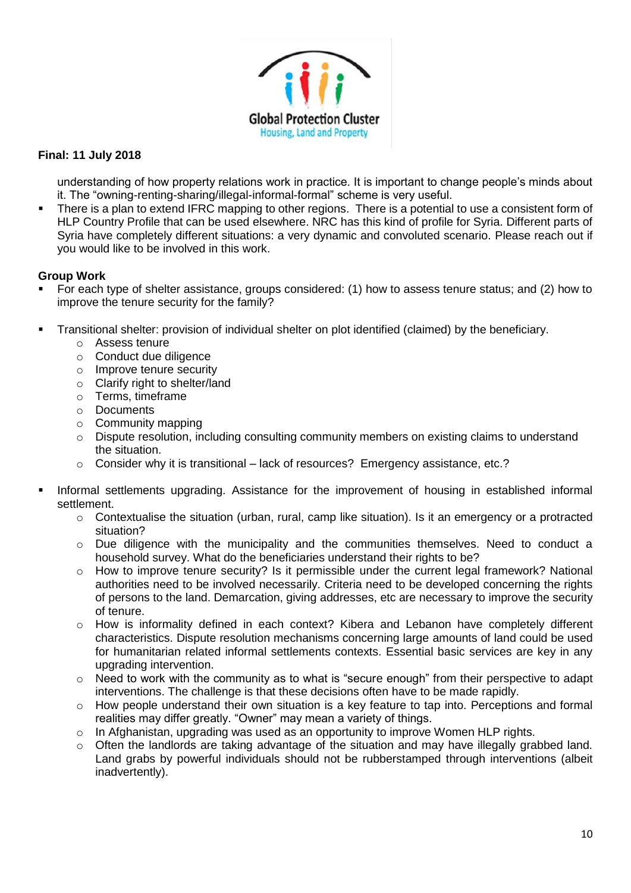**Final: 11 July 2018**

understanding of how property relations work in practice. It is important to change people's minds about it. The "owning-renting-sharing/illegal-informal-formal" scheme is very useful.

- There is a plan to extend IFRC mapping to other regions. There is a potential to use a consistent form of HLP Country Profile that can be used elsewhere. NRC has this kind of profile for Syria. Different parts of Syria have completely different situations: a very dynamic and convoluted scenario. Please reach out if you would like to be involved in this work.

**Group Work**

- For each type of shelter assistance, groups considered: (1) how to assess tenure status; and (2) how to improve the tenure security for the family?

- Transitional shelter: provision of individual shelter on plot identified (claimed) by the beneficiary.
    - Assess tenure
    - Conduct due diligence
    - Improve tenure security
    - Clarify right to shelter/land
    - Terms, timeframe
    - Documents
    - Community mapping
    - Dispute resolution, including consulting community members on existing claims to understand the situation.
    - Consider why it is transitional – lack of resources? Emergency assistance, etc.?

- Informal settlements upgrading. Assistance for the improvement of housing in established informal settlement.
    - Contextualise the situation (urban, rural, camp like situation). Is it an emergency or a protracted situation?
    - Due diligence with the municipality and the communities themselves. Need to conduct a household survey. What do the beneficiaries understand their rights to be?
    - How to improve tenure security? Is it permissible under the current legal framework? National authorities need to be involved necessarily. Criteria need to be developed concerning the rights of persons to the land. Demarcation, giving addresses, etc are necessary to improve the security of tenure.
    - How is informality defined in each context? Kibera and Lebanon have completely different characteristics. Dispute resolution mechanisms concerning large amounts of land could be used for humanitarian related informal settlements contexts. Essential basic services are key in any upgrading intervention.
    - Need to work with the community as to what is "secure enough" from their perspective to adapt interventions. The challenge is that these decisions often have to be made rapidly.
    - How people understand their own situation is a key feature to tap into. Perceptions and formal realities may differ greatly. "Owner" may mean a variety of things.
    - In Afghanistan, upgrading was used as an opportunity to improve Women HLP rights.
    - Often the landlords are taking advantage of the situation and may have illegally grabbed land. Land grabs by powerful individuals should not be rubberstamped through interventions (albeit inadvertently).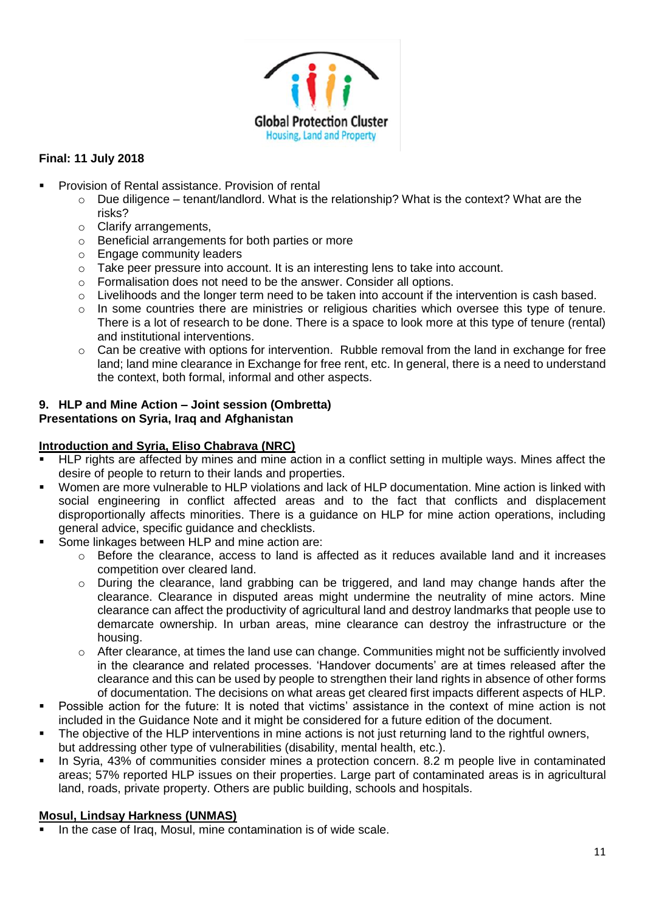**Final: 11 July 2018**

- Provision of Rental assistance. Provision of rental
  - Due diligence – tenant/landlord. What is the relationship? What is the context? What are the risks?
  - Clarify arrangements,
  - Beneficial arrangements for both parties or more
  - Engage community leaders
  - Take peer pressure into account. It is an interesting lens to take into account.
  - Formalisation does not need to be the answer. Consider all options.
  - Livelihoods and the longer term need to be taken into account if the intervention is cash based.
  - In some countries there are ministries or religious charities which oversee this type of tenure. There is a lot of research to be done. There is a space to look more at this type of tenure (rental) and institutional interventions.
  - Can be creative with options for intervention. Rubble removal from the land in exchange for free land; land mine clearance in Exchange for free rent, etc. In general, there is a need to understand the context, both formal, informal and other aspects.

**9. HLP and Mine Action – Joint session (Ombretta)**
**Presentations on Syria, Iraq and Afghanistan**

**Introduction and Syria, Eliso Chabrava (NRC)**

- HLP rights are affected by mines and mine action in a conflict setting in multiple ways. Mines affect the desire of people to return to their lands and properties.
- Women are more vulnerable to HLP violations and lack of HLP documentation. Mine action is linked with social engineering in conflict affected areas and to the fact that conflicts and displacement disproportionally affects minorities. There is a guidance on HLP for mine action operations, including general advice, specific guidance and checklists.
- Some linkages between HLP and mine action are:
  - Before the clearance, access to land is affected as it reduces available land and it increases competition over cleared land.
  - During the clearance, land grabbing can be triggered, and land may change hands after the clearance. Clearance in disputed areas might undermine the neutrality of mine actors. Mine clearance can affect the productivity of agricultural land and destroy landmarks that people use to demarcate ownership. In urban areas, mine clearance can destroy the infrastructure or the housing.
  - After clearance, at times the land use can change. Communities might not be sufficiently involved in the clearance and related processes. 'Handover documents' are at times released after the clearance and this can be used by people to strengthen their land rights in absence of other forms of documentation. The decisions on what areas get cleared first impacts different aspects of HLP.
- Possible action for the future: It is noted that victims' assistance in the context of mine action is not included in the Guidance Note and it might be considered for a future edition of the document.
- The objective of the HLP interventions in mine actions is not just returning land to the rightful owners, but addressing other type of vulnerabilities (disability, mental health, etc.).
- In Syria, 43% of communities consider mines a protection concern. 8.2 m people live in contaminated areas; 57% reported HLP issues on their properties. Large part of contaminated areas is in agricultural land, roads, private property. Others are public building, schools and hospitals.

**Mosul, Lindsay Harkness (UNMAS)**

- In the case of Iraq, Mosul, mine contamination is of wide scale.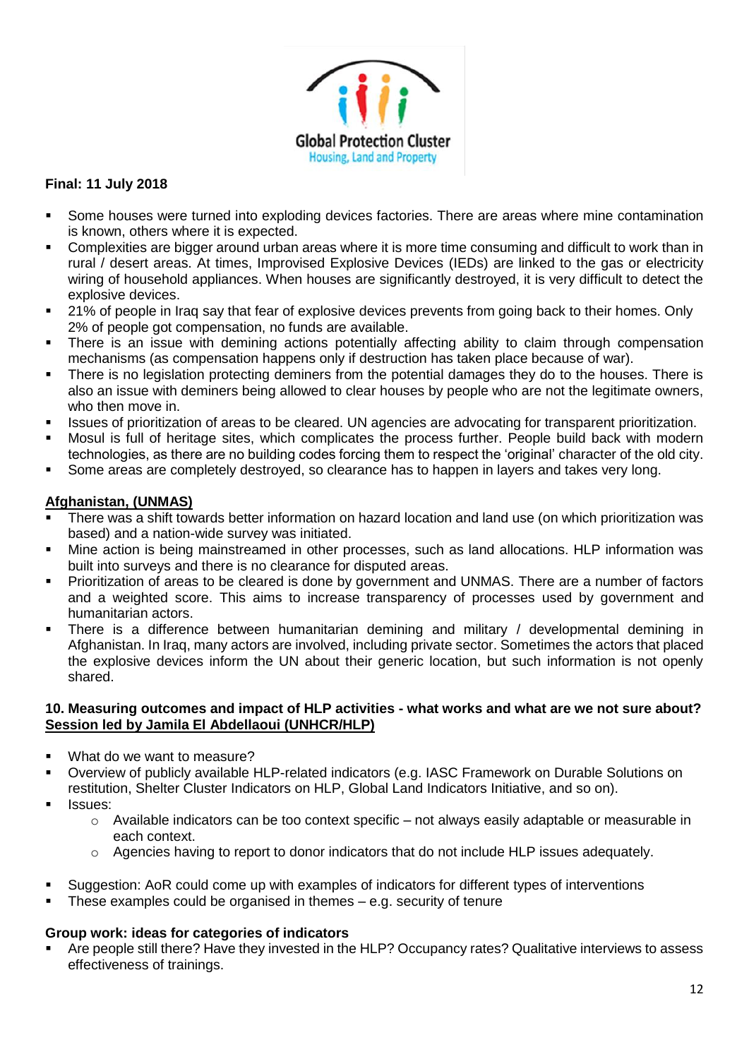**Final: 11 July 2018**

- Some houses were turned into exploding devices factories. There are areas where mine contamination is known, others where it is expected.
- Complexities are bigger around urban areas where it is more time consuming and difficult to work than in rural / desert areas. At times, Improvised Explosive Devices (IEDs) are linked to the gas or electricity wiring of household appliances. When houses are significantly destroyed, it is very difficult to detect the explosive devices.
- 21% of people in Iraq say that fear of explosive devices prevents from going back to their homes. Only 2% of people got compensation, no funds are available.
- There is an issue with demining actions potentially affecting ability to claim through compensation mechanisms (as compensation happens only if destruction has taken place because of war).
- There is no legislation protecting deminers from the potential damages they do to the houses. There is also an issue with deminers being allowed to clear houses by people who are not the legitimate owners, who then move in.
- Issues of prioritization of areas to be cleared. UN agencies are advocating for transparent prioritization.
- Mosul is full of heritage sites, which complicates the process further. People build back with modern technologies, as there are no building codes forcing them to respect the 'original' character of the old city.
- Some areas are completely destroyed, so clearance has to happen in layers and takes very long.

**Afghanistan, (UNMAS)**

- There was a shift towards better information on hazard location and land use (on which prioritization was based) and a nation-wide survey was initiated.
- Mine action is being mainstreamed in other processes, such as land allocations. HLP information was built into surveys and there is no clearance for disputed areas.
- Prioritization of areas to be cleared is done by government and UNMAS. There are a number of factors and a weighted score. This aims to increase transparency of processes used by government and humanitarian actors.
- There is a difference between humanitarian demining and military / developmental demining in Afghanistan. In Iraq, many actors are involved, including private sector. Sometimes the actors that placed the explosive devices inform the UN about their generic location, but such information is not openly shared.

### 10. Measuring outcomes and impact of HLP activities - what works and what are we not sure about? Session led by Jamila El Abdellaoui (UNHCR/HLP)

- What do we want to measure?
- Overview of publicly available HLP-related indicators (e.g. IASC Framework on Durable Solutions on restitution, Shelter Cluster Indicators on HLP, Global Land Indicators Initiative, and so on).
- Issues:
  - Available indicators can be too context specific – not always easily adaptable or measurable in each context.
  - Agencies having to report to donor indicators that do not include HLP issues adequately.

- Suggestion: AoR could come up with examples of indicators for different types of interventions
- These examples could be organised in themes – e.g. security of tenure

**Group work: ideas for categories of indicators**

- Are people still there? Have they invested in the HLP? Occupancy rates? Qualitative interviews to assess effectiveness of trainings.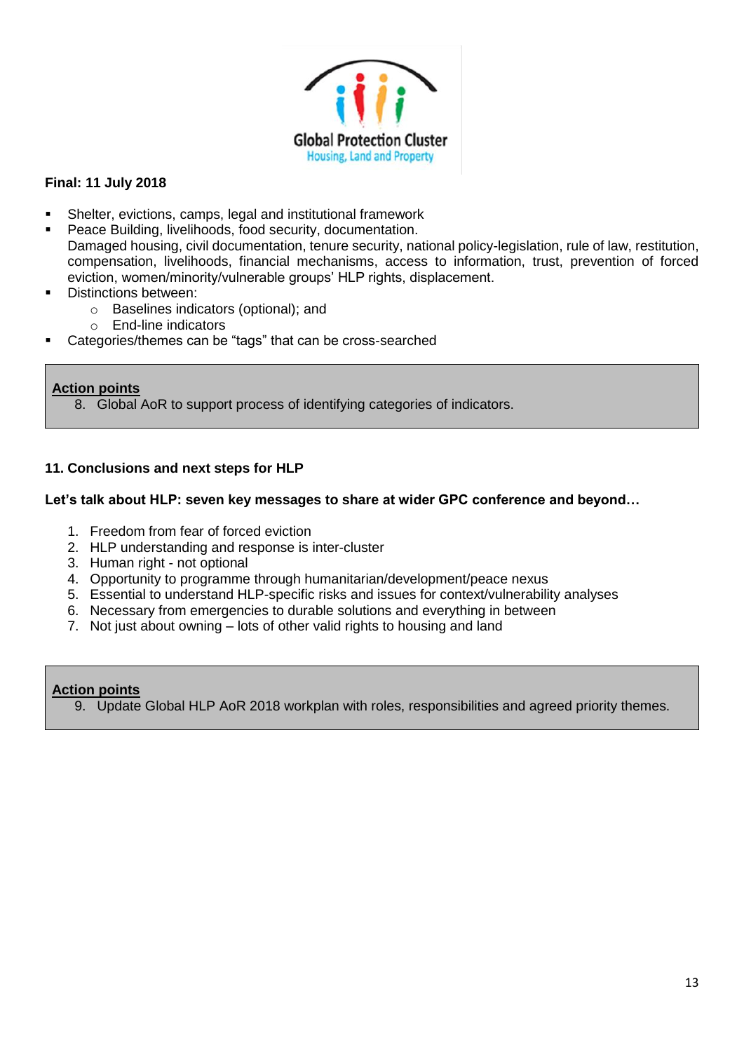**Final: 11 July 2018**

- Shelter, evictions, camps, legal and institutional framework
- Peace Building, livelihoods, food security, documentation.
  Damaged housing, civil documentation, tenure security, national policy-legislation, rule of law, restitution, compensation, livelihoods, financial mechanisms, access to information, trust, prevention of forced eviction, women/minority/vulnerable groups' HLP rights, displacement.
- Distinctions between:
  - Baselines indicators (optional); and
  - End-line indicators
- Categories/themes can be "tags" that can be cross-searched

> **Action points**
>
> 8. Global AoR to support process of identifying categories of indicators.

### 11. Conclusions and next steps for HLP

**Let's talk about HLP: seven key messages to share at wider GPC conference and beyond…**

1. Freedom from fear of forced eviction
2. HLP understanding and response is inter-cluster
3. Human right - not optional
4. Opportunity to programme through humanitarian/development/peace nexus
5. Essential to understand HLP-specific risks and issues for context/vulnerability analyses
6. Necessary from emergencies to durable solutions and everything in between
7. Not just about owning – lots of other valid rights to housing and land

> **Action points**
>
> 9. Update Global HLP AoR 2018 workplan with roles, responsibilities and agreed priority themes.